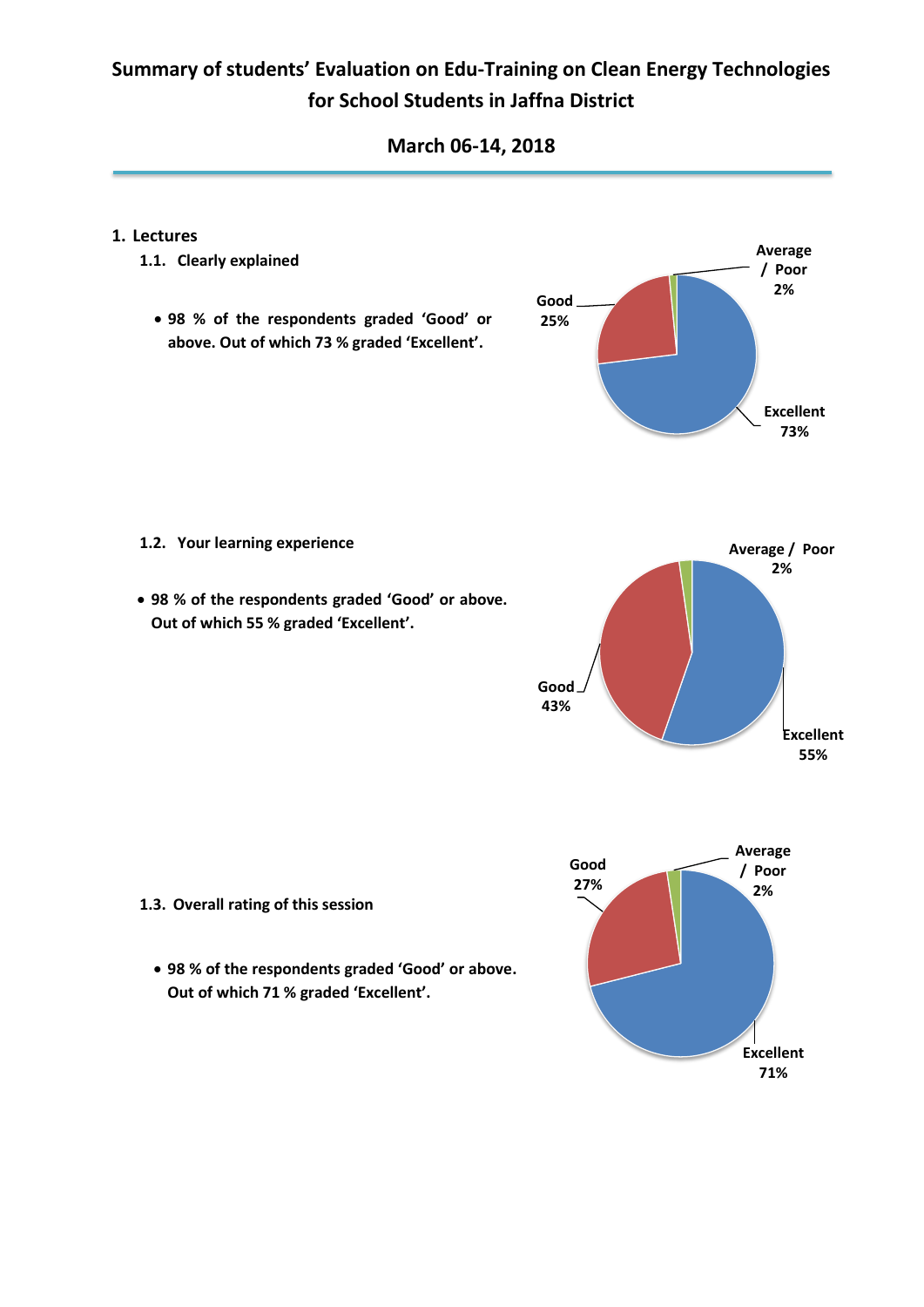# Summary of students' Evaluation on Edu-Training on Clean Energy Technologies for School Students in Jaffna District

## March 06-14, 2018

### 1. Lectures

#### 1.1. Clearly explained

- 98 % of the respondents graded 'Good' or above. Out of which 73 % graded 'Excellent'.

Good 25%
Average / Poor 2%
Excellent 73%

#### 1.2. Your learning experience

- 98 % of the respondents graded 'Good' or above. Out of which 55 % graded 'Excellent'.

Average / Poor 2%
Good 43%
Excellent 55%

#### 1.3. Overall rating of this session

- 98 % of the respondents graded 'Good' or above. Out of which 71 % graded 'Excellent'.

Good 27%
Average / Poor 2%
Excellent 71%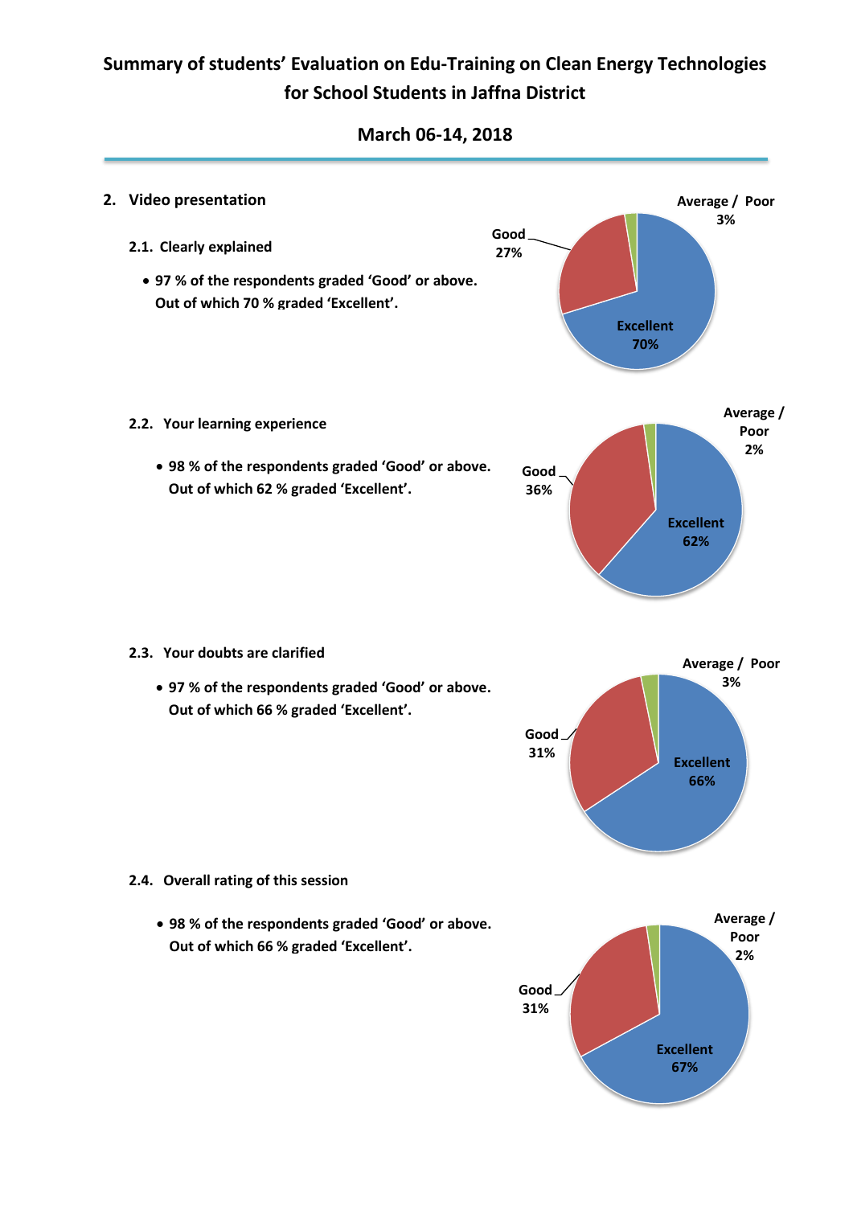# Summary of students' Evaluation on Edu-Training on Clean Energy Technologies for School Students in Jaffna District

## March 06-14, 2018

## 2. Video presentation

### 2.1. Clearly explained

- 97 % of the respondents graded 'Good' or above. Out of which 70 % graded 'Excellent'.

Excellent 70%, Good 27%, Average / Poor 3%

### 2.2. Your learning experience

- 98 % of the respondents graded 'Good' or above. Out of which 62 % graded 'Excellent'.

Excellent 62%, Good 36%, Average / Poor 2%

### 2.3. Your doubts are clarified

- 97 % of the respondents graded 'Good' or above. Out of which 66 % graded 'Excellent'.

Excellent 66%, Good 31%, Average / Poor 3%

### 2.4. Overall rating of this session

- 98 % of the respondents graded 'Good' or above. Out of which 66 % graded 'Excellent'.

Excellent 67%, Good 31%, Average / Poor 2%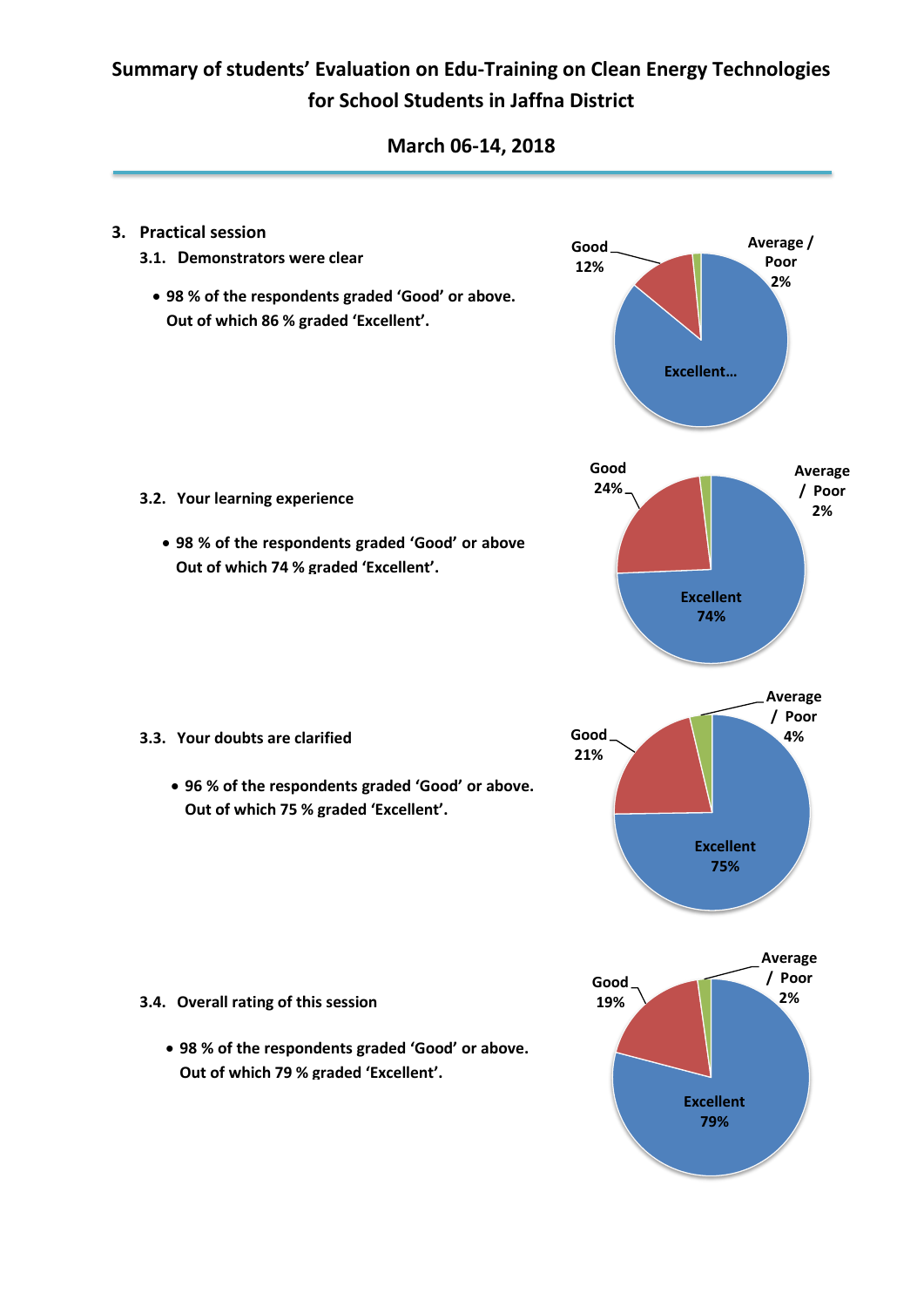# Summary of students' Evaluation on Edu-Training on Clean Energy Technologies for School Students in Jaffna District

## March 06-14, 2018

### 3. Practical session

#### 3.1. Demonstrators were clear

- 98 % of the respondents graded 'Good' or above. Out of which 86 % graded 'Excellent'.

Good 12%
Average / Poor 2%
Excellent…

#### 3.2. Your learning experience

- 98 % of the respondents graded 'Good' or above Out of which 74 % graded 'Excellent'.

Good 24%
Average / Poor 2%
Excellent 74%

#### 3.3. Your doubts are clarified

- 96 % of the respondents graded 'Good' or above. Out of which 75 % graded 'Excellent'.

Good 21%
Average / Poor 4%
Excellent 75%

#### 3.4. Overall rating of this session

- 98 % of the respondents graded 'Good' or above. Out of which 79 % graded 'Excellent'.

Good 19%
Average / Poor 2%
Excellent 79%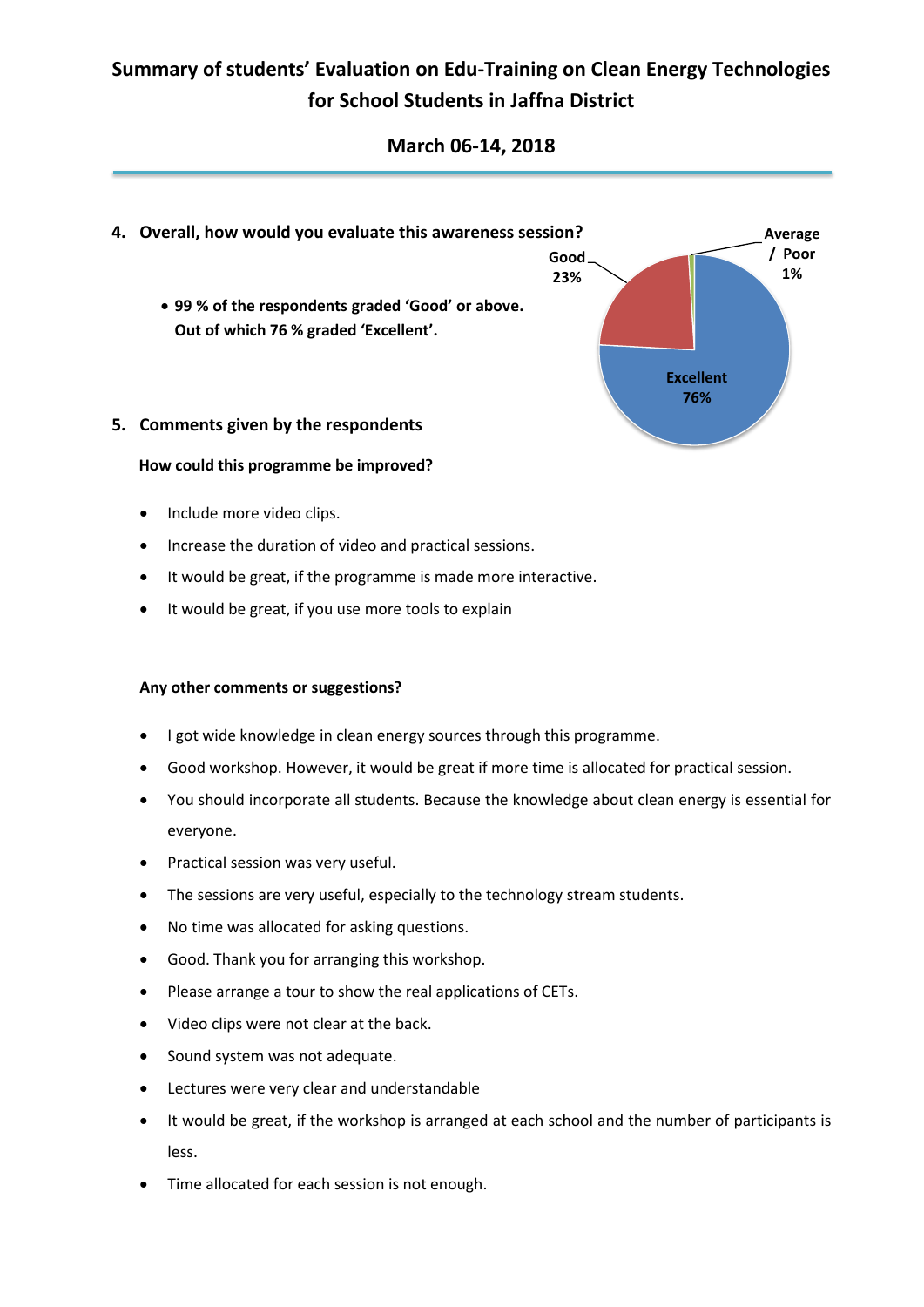# Summary of students' Evaluation on Edu-Training on Clean Energy Technologies for School Students in Jaffna District

## March 06-14, 2018

## 4. Overall, how would you evaluate this awareness session?

- **99 % of the respondents graded 'Good' or above. Out of which 76 % graded 'Excellent'.**

Excellent 76%
Good 23%
Average / Poor 1%

## 5. Comments given by the respondents

### How could this programme be improved?

- Include more video clips.
- Increase the duration of video and practical sessions.
- It would be great, if the programme is made more interactive.
- It would be great, if you use more tools to explain

### Any other comments or suggestions?

- I got wide knowledge in clean energy sources through this programme.
- Good workshop. However, it would be great if more time is allocated for practical session.
- You should incorporate all students. Because the knowledge about clean energy is essential for everyone.
- Practical session was very useful.
- The sessions are very useful, especially to the technology stream students.
- No time was allocated for asking questions.
- Good. Thank you for arranging this workshop.
- Please arrange a tour to show the real applications of CETs.
- Video clips were not clear at the back.
- Sound system was not adequate.
- Lectures were very clear and understandable
- It would be great, if the workshop is arranged at each school and the number of participants is less.
- Time allocated for each session is not enough.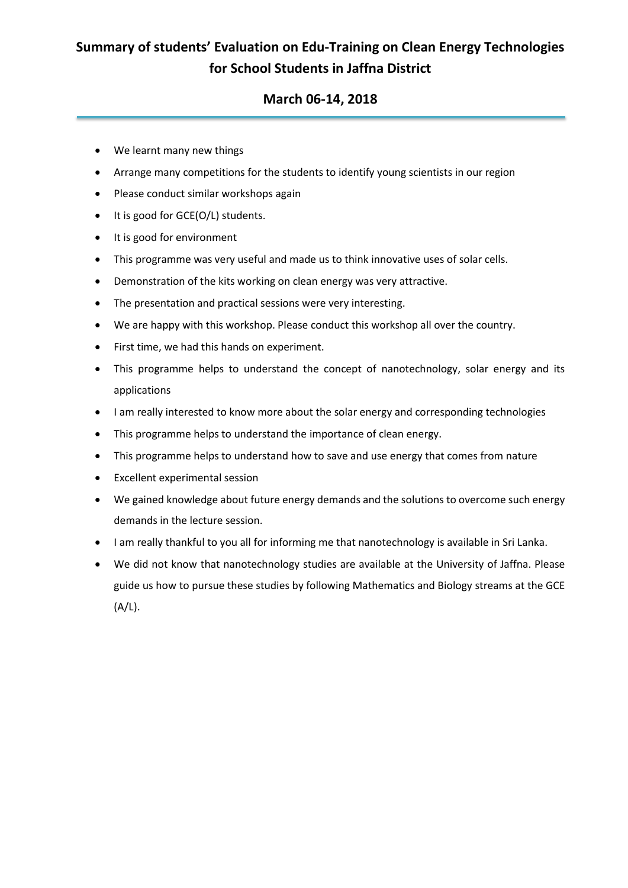# Summary of students' Evaluation on Edu-Training on Clean Energy Technologies for School Students in Jaffna District

## March 06-14, 2018

- We learnt many new things
- Arrange many competitions for the students to identify young scientists in our region
- Please conduct similar workshops again
- It is good for GCE(O/L) students.
- It is good for environment
- This programme was very useful and made us to think innovative uses of solar cells.
- Demonstration of the kits working on clean energy was very attractive.
- The presentation and practical sessions were very interesting.
- We are happy with this workshop. Please conduct this workshop all over the country.
- First time, we had this hands on experiment.
- This programme helps to understand the concept of nanotechnology, solar energy and its applications
- I am really interested to know more about the solar energy and corresponding technologies
- This programme helps to understand the importance of clean energy.
- This programme helps to understand how to save and use energy that comes from nature
- Excellent experimental session
- We gained knowledge about future energy demands and the solutions to overcome such energy demands in the lecture session.
- I am really thankful to you all for informing me that nanotechnology is available in Sri Lanka.
- We did not know that nanotechnology studies are available at the University of Jaffna. Please guide us how to pursue these studies by following Mathematics and Biology streams at the GCE (A/L).